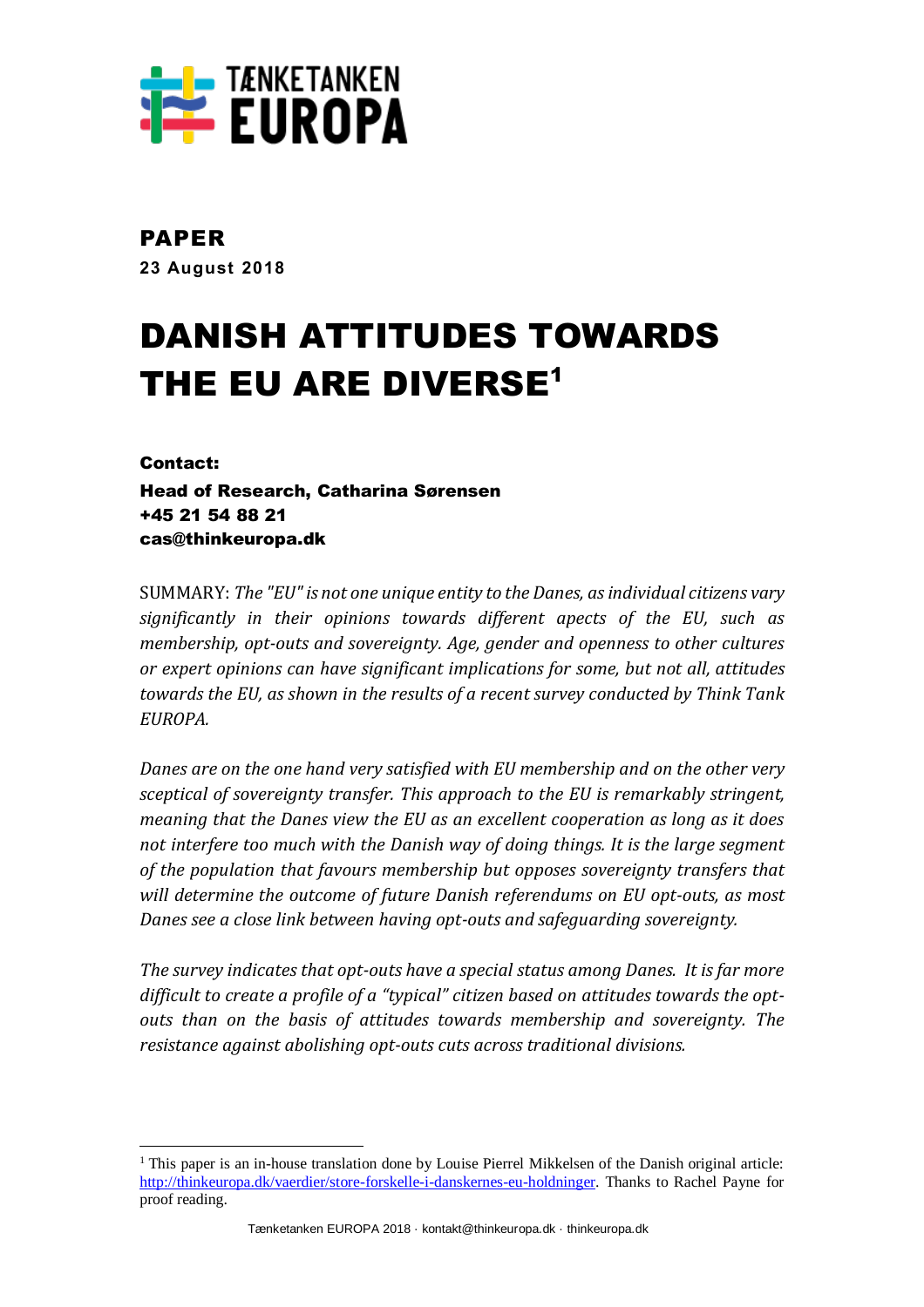TÆNKETANKEN EUROPA

**PAPER**

**23 August 2018**

# DANISH ATTITUDES TOWARDS THE EU ARE DIVERSE[1]

**Contact:**

**Head of Research, Catharina Sørensen**
**+45 21 54 88 21**
**cas@thinkeuropa.dk**

SUMMARY: *The "EU" is not one unique entity to the Danes, as individual citizens vary significantly in their opinions towards different apects of the EU, such as membership, opt-outs and sovereignty. Age, gender and openness to other cultures or expert opinions can have significant implications for some, but not all, attitudes towards the EU, as shown in the results of a recent survey conducted by Think Tank EUROPA.*

*Danes are on the one hand very satisfied with EU membership and on the other very sceptical of sovereignty transfer. This approach to the EU is remarkably stringent, meaning that the Danes view the EU as an excellent cooperation as long as it does not interfere too much with the Danish way of doing things. It is the large segment of the population that favours membership but opposes sovereignty transfers that will determine the outcome of future Danish referendums on EU opt-outs, as most Danes see a close link between having opt-outs and safeguarding sovereignty.*

*The survey indicates that opt-outs have a special status among Danes. It is far more difficult to create a profile of a "typical" citizen based on attitudes towards the opt-outs than on the basis of attitudes towards membership and sovereignty. The resistance against abolishing opt-outs cuts across traditional divisions.*

[1] This paper is an in-house translation done by Louise Pierrel Mikkelsen of the Danish original article: http://thinkeuropa.dk/vaerdier/store-forskelle-i-danskernes-eu-holdninger. Thanks to Rachel Payne for proof reading.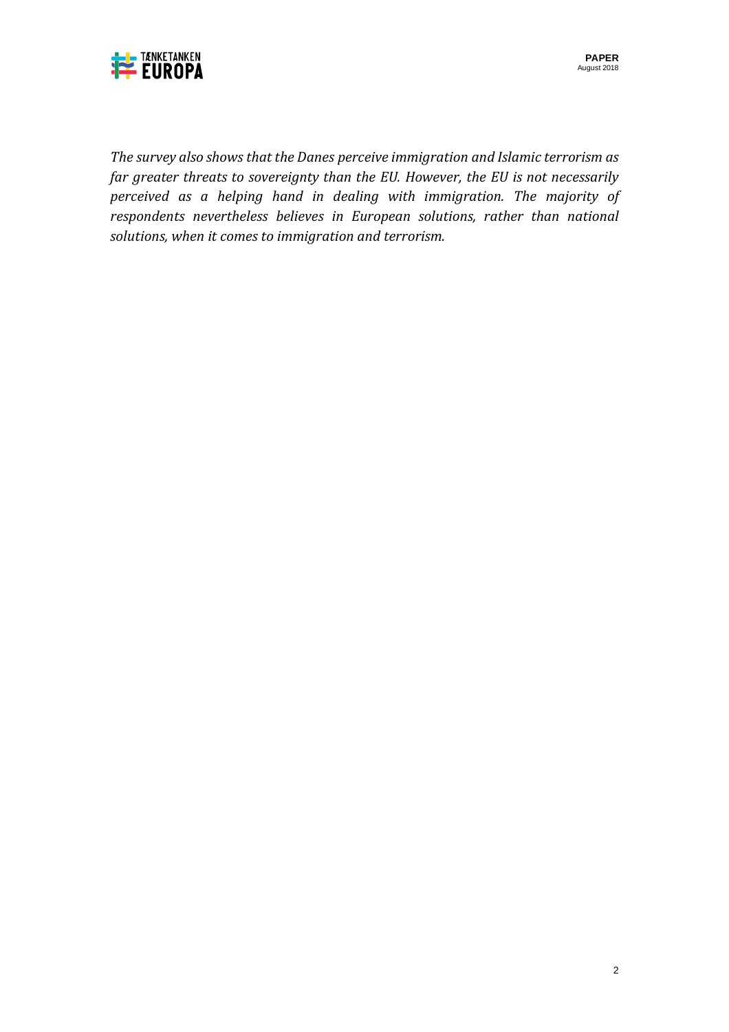*The survey also shows that the Danes perceive immigration and Islamic terrorism as far greater threats to sovereignty than the EU. However, the EU is not necessarily perceived as a helping hand in dealing with immigration. The majority of respondents nevertheless believes in European solutions, rather than national solutions, when it comes to immigration and terrorism.*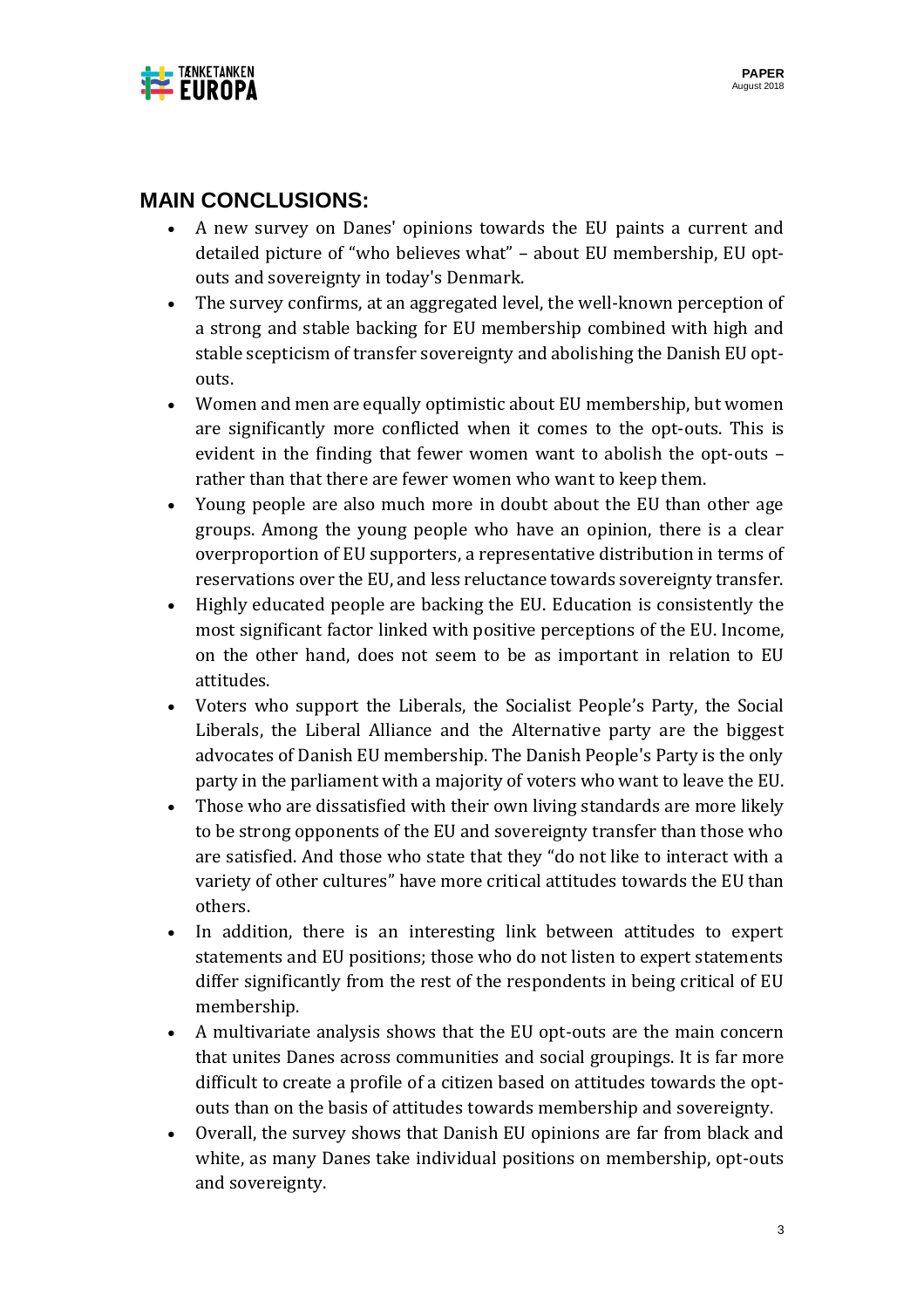## MAIN CONCLUSIONS:

- A new survey on Danes' opinions towards the EU paints a current and detailed picture of "who believes what" – about EU membership, EU opt-outs and sovereignty in today's Denmark.
- The survey confirms, at an aggregated level, the well-known perception of a strong and stable backing for EU membership combined with high and stable scepticism of transfer sovereignty and abolishing the Danish EU opt-outs.
- Women and men are equally optimistic about EU membership, but women are significantly more conflicted when it comes to the opt-outs. This is evident in the finding that fewer women want to abolish the opt-outs – rather than that there are fewer women who want to keep them.
- Young people are also much more in doubt about the EU than other age groups. Among the young people who have an opinion, there is a clear overproportion of EU supporters, a representative distribution in terms of reservations over the EU, and less reluctance towards sovereignty transfer.
- Highly educated people are backing the EU. Education is consistently the most significant factor linked with positive perceptions of the EU. Income, on the other hand, does not seem to be as important in relation to EU attitudes.
- Voters who support the Liberals, the Socialist People's Party, the Social Liberals, the Liberal Alliance and the Alternative party are the biggest advocates of Danish EU membership. The Danish People's Party is the only party in the parliament with a majority of voters who want to leave the EU.
- Those who are dissatisfied with their own living standards are more likely to be strong opponents of the EU and sovereignty transfer than those who are satisfied. And those who state that they "do not like to interact with a variety of other cultures" have more critical attitudes towards the EU than others.
- In addition, there is an interesting link between attitudes to expert statements and EU positions; those who do not listen to expert statements differ significantly from the rest of the respondents in being critical of EU membership.
- A multivariate analysis shows that the EU opt-outs are the main concern that unites Danes across communities and social groupings. It is far more difficult to create a profile of a citizen based on attitudes towards the opt-outs than on the basis of attitudes towards membership and sovereignty.
- Overall, the survey shows that Danish EU opinions are far from black and white, as many Danes take individual positions on membership, opt-outs and sovereignty.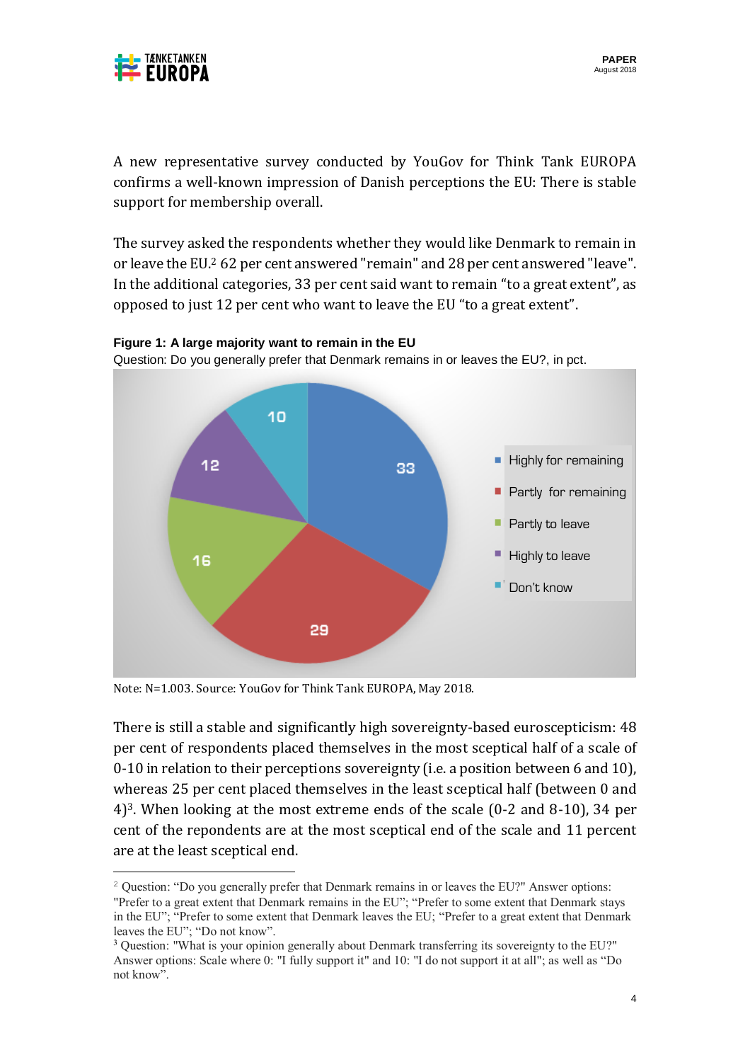A new representative survey conducted by YouGov for Think Tank EUROPA confirms a well-known impression of Danish perceptions the EU: There is stable support for membership overall.

The survey asked the respondents whether they would like Denmark to remain in or leave the EU.[2] 62 per cent answered "remain" and 28 per cent answered "leave". In the additional categories, 33 per cent said want to remain “to a great extent”, as opposed to just 12 per cent who want to leave the EU “to a great extent”.

**Figure 1: A large majority want to remain in the EU**

Question: Do you generally prefer that Denmark remains in or leaves the EU?, in pct.

| Category | Pct. |
|---|---|
| Highly for remaining | 33 |
| Partly for remaining | 29 |
| Partly to leave | 16 |
| Highly to leave | 12 |
| Don't know | 10 |

Note: N=1.003. Source: YouGov for Think Tank EUROPA, May 2018.

There is still a stable and significantly high sovereignty-based euroscepticism: 48 per cent of respondents placed themselves in the most sceptical half of a scale of 0-10 in relation to their perceptions sovereignty (i.e. a position between 6 and 10), whereas 25 per cent placed themselves in the least sceptical half (between 0 and 4)[3]. When looking at the most extreme ends of the scale (0-2 and 8-10), 34 per cent of the repondents are at the most sceptical end of the scale and 11 percent are at the least sceptical end.

---

[2] Question: “Do you generally prefer that Denmark remains in or leaves the EU?" Answer options: "Prefer to a great extent that Denmark remains in the EU”; “Prefer to some extent that Denmark stays in the EU”; “Prefer to some extent that Denmark leaves the EU; “Prefer to a great extent that Denmark leaves the EU”; “Do not know”.

[3] Question: "What is your opinion generally about Denmark transferring its sovereignty to the EU?" Answer options: Scale where 0: "I fully support it" and 10: "I do not support it at all"; as well as “Do not know”.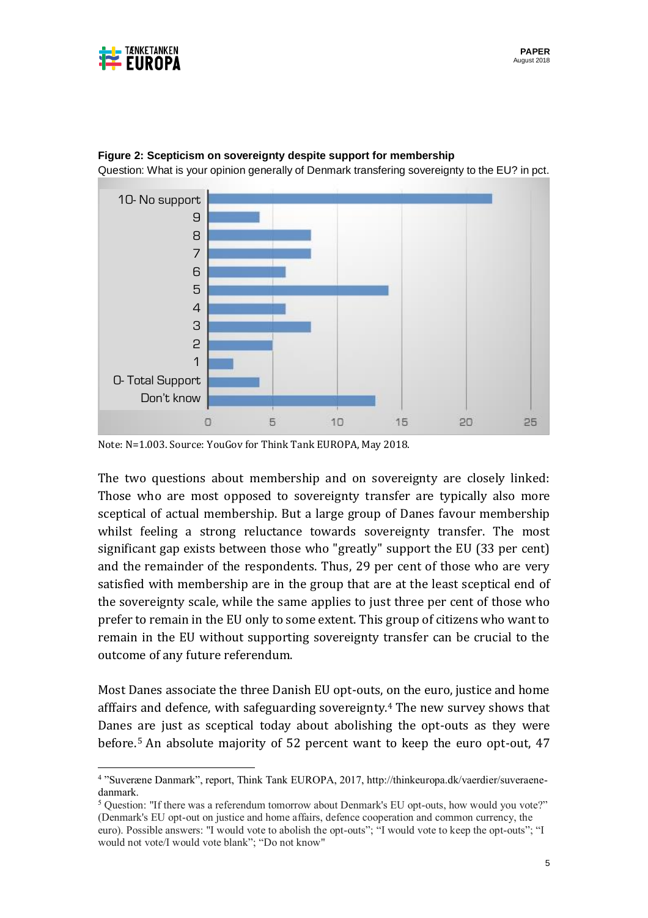**Figure 2: Scepticism on sovereignty despite support for membership**

Question: What is your opinion generally of Denmark transfering sovereignty to the EU? in pct.

Note: N=1.003. Source: YouGov for Think Tank EUROPA, May 2018.

The two questions about membership and on sovereignty are closely linked: Those who are most opposed to sovereignty transfer are typically also more sceptical of actual membership. But a large group of Danes favour membership whilst feeling a strong reluctance towards sovereignty transfer. The most significant gap exists between those who "greatly" support the EU (33 per cent) and the remainder of the respondents. Thus, 29 per cent of those who are very satisfied with membership are in the group that are at the least sceptical end of the sovereignty scale, while the same applies to just three per cent of those who prefer to remain in the EU only to some extent. This group of citizens who want to remain in the EU without supporting sovereignty transfer can be crucial to the outcome of any future referendum.

Most Danes associate the three Danish EU opt-outs, on the euro, justice and home afffairs and defence, with safeguarding sovereignty.[4] The new survey shows that Danes are just as sceptical today about abolishing the opt-outs as they were before.[5] An absolute majority of 52 percent want to keep the euro opt-out, 47

---

[4] "Suveræne Danmark", report, Think Tank EUROPA, 2017, http://thinkeuropa.dk/vaerdier/suveraene-danmark.

[5] Question: "If there was a referendum tomorrow about Denmark's EU opt-outs, how would you vote?" (Denmark's EU opt-out on justice and home affairs, defence cooperation and common currency, the euro). Possible answers: "I would vote to abolish the opt-outs"; "I would vote to keep the opt-outs"; "I would not vote/I would vote blank"; "Do not know"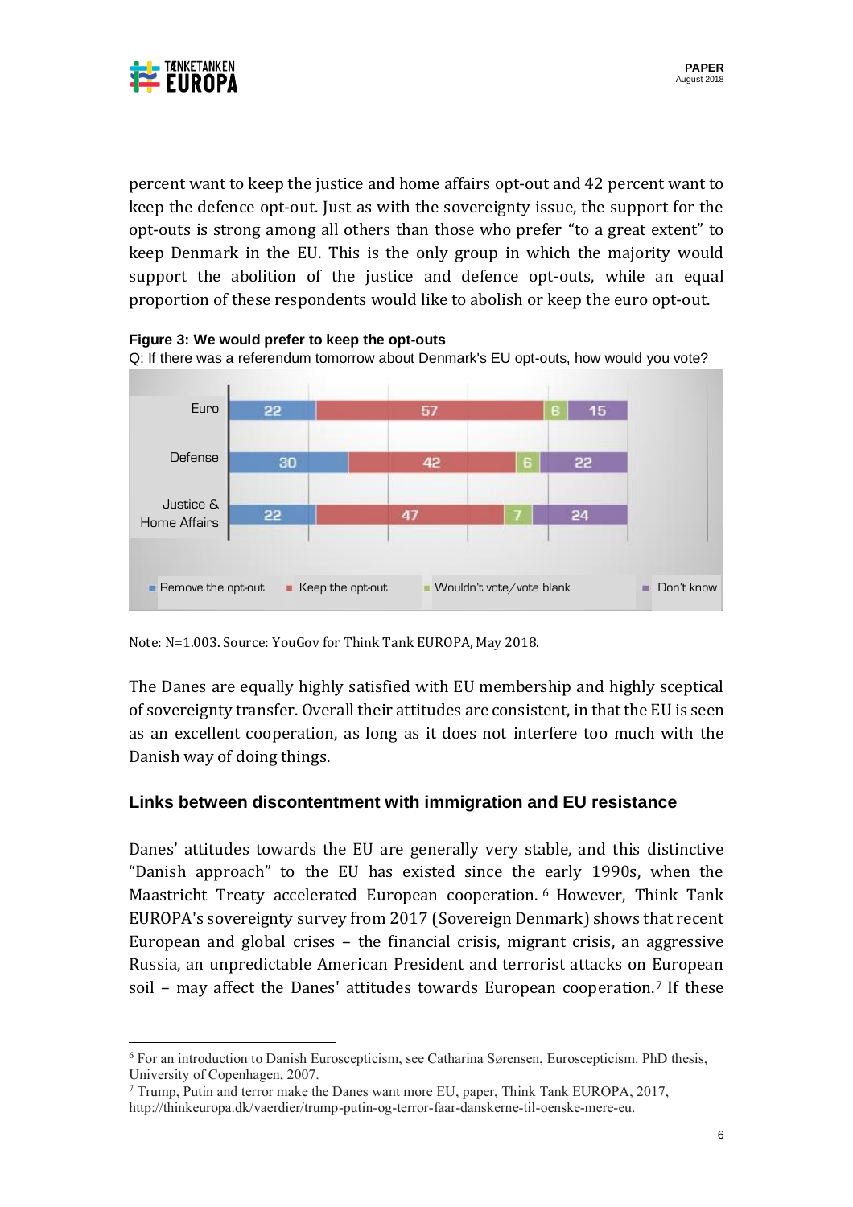percent want to keep the justice and home affairs opt-out and 42 percent want to keep the defence opt-out. Just as with the sovereignty issue, the support for the opt-outs is strong among all others than those who prefer "to a great extent" to keep Denmark in the EU. This is the only group in which the majority would support the abolition of the justice and defence opt-outs, while an equal proportion of these respondents would like to abolish or keep the euro opt-out.

**Figure 3: We would prefer to keep the opt-outs**

Q: If there was a referendum tomorrow about Denmark's EU opt-outs, how would you vote?

| | Remove the opt-out | Keep the opt-out | Wouldn't vote/vote blank | Don't know |
|---|---|---|---|---|
| Euro | 22 | 57 | 6 | 15 |
| Defense | 30 | 42 | 6 | 22 |
| Justice & Home Affairs | 22 | 47 | 7 | 24 |

Note: N=1.003. Source: YouGov for Think Tank EUROPA, May 2018.

The Danes are equally highly satisfied with EU membership and highly sceptical of sovereignty transfer. Overall their attitudes are consistent, in that the EU is seen as an excellent cooperation, as long as it does not interfere too much with the Danish way of doing things.

### Links between discontentment with immigration and EU resistance

Danes' attitudes towards the EU are generally very stable, and this distinctive "Danish approach" to the EU has existed since the early 1990s, when the Maastricht Treaty accelerated European cooperation. [6] However, Think Tank EUROPA's sovereignty survey from 2017 (Sovereign Denmark) shows that recent European and global crises – the financial crisis, migrant crisis, an aggressive Russia, an unpredictable American President and terrorist attacks on European soil – may affect the Danes' attitudes towards European cooperation.[7] If these

---

[6] For an introduction to Danish Euroscepticism, see Catharina Sørensen, Euroscepticism. PhD thesis, University of Copenhagen, 2007.

[7] Trump, Putin and terror make the Danes want more EU, paper, Think Tank EUROPA, 2017, http://thinkeuropa.dk/vaerdier/trump-putin-og-terror-faar-danskerne-til-oenske-mere-eu.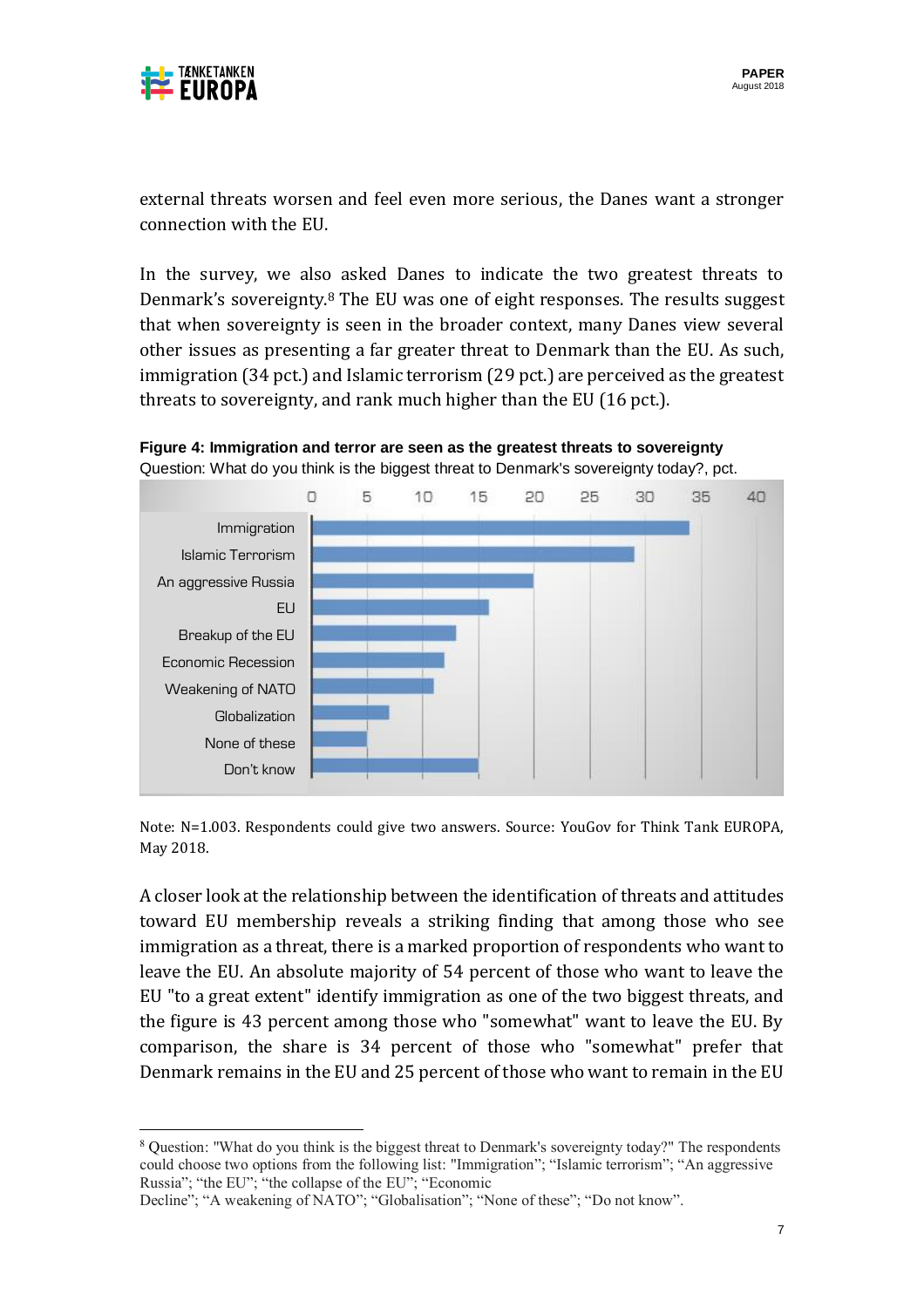external threats worsen and feel even more serious, the Danes want a stronger connection with the EU.

In the survey, we also asked Danes to indicate the two greatest threats to Denmark's sovereignty.[8] The EU was one of eight responses. The results suggest that when sovereignty is seen in the broader context, many Danes view several other issues as presenting a far greater threat to Denmark than the EU. As such, immigration (34 pct.) and Islamic terrorism (29 pct.) are perceived as the greatest threats to sovereignty, and rank much higher than the EU (16 pct.).

**Figure 4: Immigration and terror are seen as the greatest threats to sovereignty**
Question: What do you think is the biggest threat to Denmark's sovereignty today?, pct.

Note: N=1.003. Respondents could give two answers. Source: YouGov for Think Tank EUROPA, May 2018.

A closer look at the relationship between the identification of threats and attitudes toward EU membership reveals a striking finding that among those who see immigration as a threat, there is a marked proportion of respondents who want to leave the EU. An absolute majority of 54 percent of those who want to leave the EU "to a great extent" identify immigration as one of the two biggest threats, and the figure is 43 percent among those who "somewhat" want to leave the EU. By comparison, the share is 34 percent of those who "somewhat" prefer that Denmark remains in the EU and 25 percent of those who want to remain in the EU

[8] Question: "What do you think is the biggest threat to Denmark's sovereignty today?" The respondents could choose two options from the following list: "Immigration"; "Islamic terrorism"; "An aggressive Russia"; "the EU"; "the collapse of the EU"; "Economic Decline"; "A weakening of NATO"; "Globalisation"; "None of these"; "Do not know".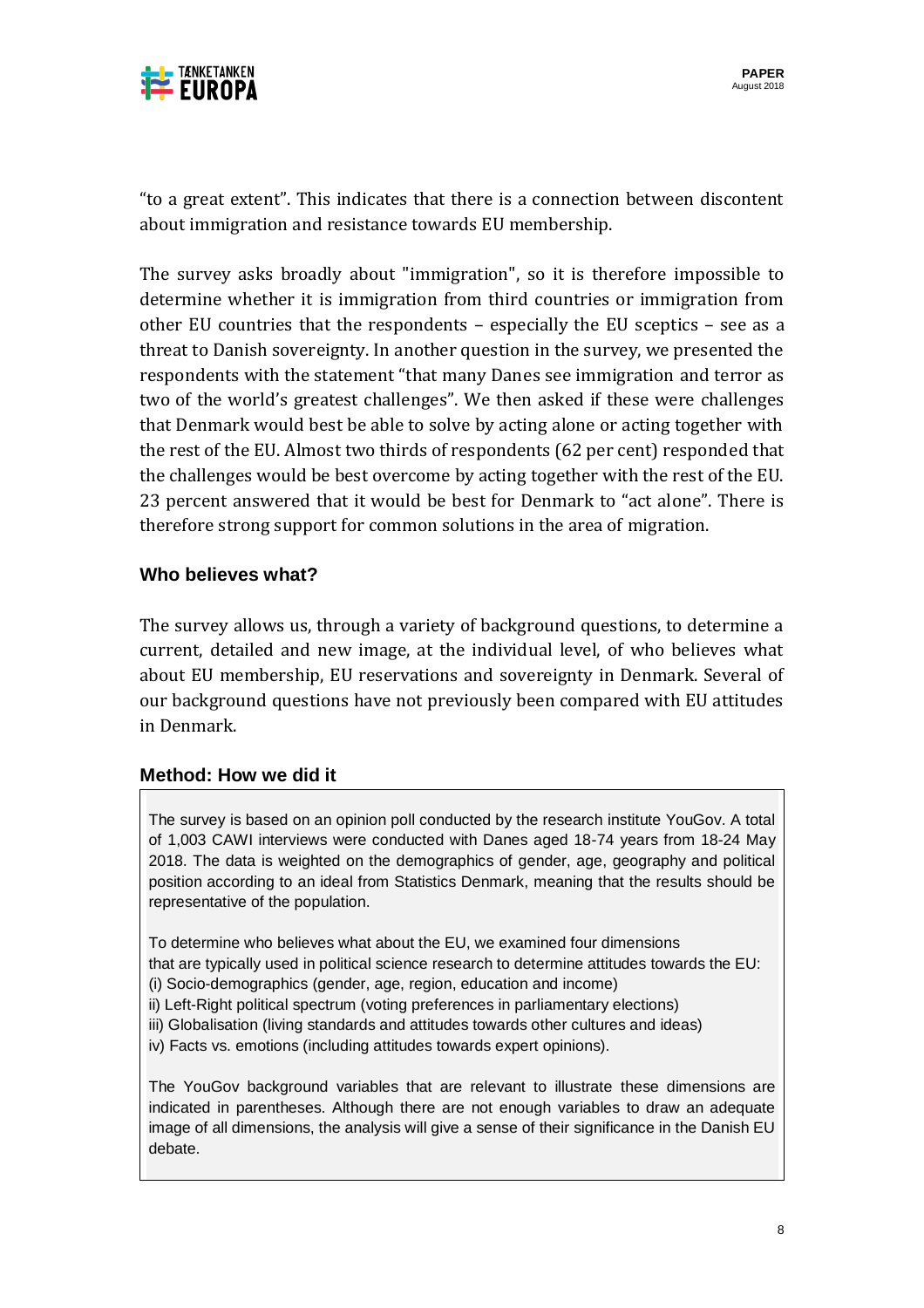"to a great extent". This indicates that there is a connection between discontent about immigration and resistance towards EU membership.

The survey asks broadly about "immigration", so it is therefore impossible to determine whether it is immigration from third countries or immigration from other EU countries that the respondents – especially the EU sceptics – see as a threat to Danish sovereignty. In another question in the survey, we presented the respondents with the statement "that many Danes see immigration and terror as two of the world's greatest challenges". We then asked if these were challenges that Denmark would best be able to solve by acting alone or acting together with the rest of the EU. Almost two thirds of respondents (62 per cent) responded that the challenges would be best overcome by acting together with the rest of the EU. 23 percent answered that it would be best for Denmark to "act alone". There is therefore strong support for common solutions in the area of migration.

## Who believes what?

The survey allows us, through a variety of background questions, to determine a current, detailed and new image, at the individual level, of who believes what about EU membership, EU reservations and sovereignty in Denmark. Several of our background questions have not previously been compared with EU attitudes in Denmark.

### Method: How we did it

The survey is based on an opinion poll conducted by the research institute YouGov. A total of 1,003 CAWI interviews were conducted with Danes aged 18-74 years from 18-24 May 2018. The data is weighted on the demographics of gender, age, geography and political position according to an ideal from Statistics Denmark, meaning that the results should be representative of the population.

To determine who believes what about the EU, we examined four dimensions that are typically used in political science research to determine attitudes towards the EU:
(i) Socio-demographics (gender, age, region, education and income)
ii) Left-Right political spectrum (voting preferences in parliamentary elections)
iii) Globalisation (living standards and attitudes towards other cultures and ideas)
iv) Facts vs. emotions (including attitudes towards expert opinions).

The YouGov background variables that are relevant to illustrate these dimensions are indicated in parentheses. Although there are not enough variables to draw an adequate image of all dimensions, the analysis will give a sense of their significance in the Danish EU debate.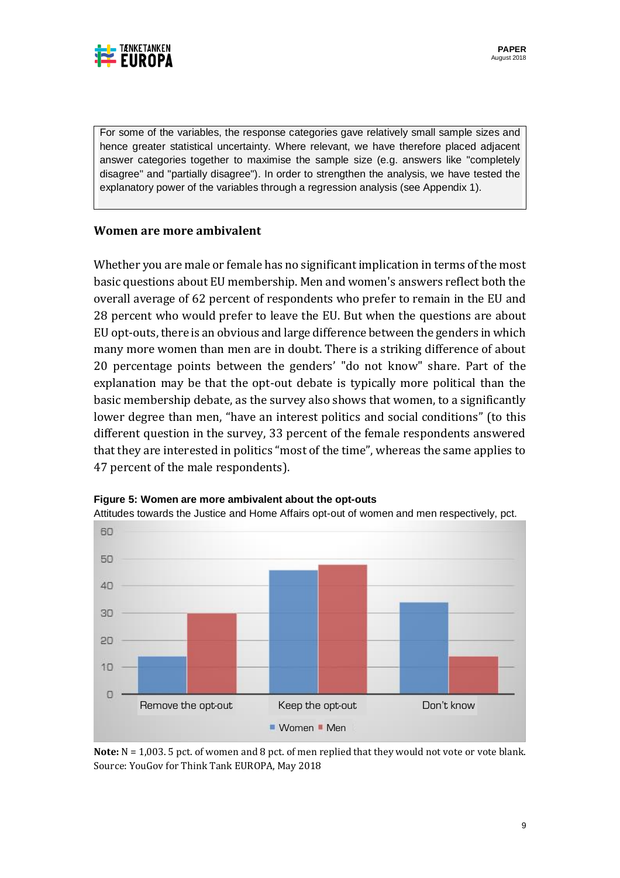For some of the variables, the response categories gave relatively small sample sizes and hence greater statistical uncertainty. Where relevant, we have therefore placed adjacent answer categories together to maximise the sample size (e.g. answers like "completely disagree" and "partially disagree"). In order to strengthen the analysis, we have tested the explanatory power of the variables through a regression analysis (see Appendix 1).

### Women are more ambivalent

Whether you are male or female has no significant implication in terms of the most basic questions about EU membership. Men and women's answers reflect both the overall average of 62 percent of respondents who prefer to remain in the EU and 28 percent who would prefer to leave the EU. But when the questions are about EU opt-outs, there is an obvious and large difference between the genders in which many more women than men are in doubt. There is a striking difference of about 20 percentage points between the genders' "do not know" share. Part of the explanation may be that the opt-out debate is typically more political than the basic membership debate, as the survey also shows that women, to a significantly lower degree than men, "have an interest politics and social conditions" (to this different question in the survey, 33 percent of the female respondents answered that they are interested in politics "most of the time", whereas the same applies to 47 percent of the male respondents).

**Figure 5: Women are more ambivalent about the opt-outs**

Attitudes towards the Justice and Home Affairs opt-out of women and men respectively, pct.

**Note:** N = 1,003. 5 pct. of women and 8 pct. of men replied that they would not vote or vote blank. Source: YouGov for Think Tank EUROPA, May 2018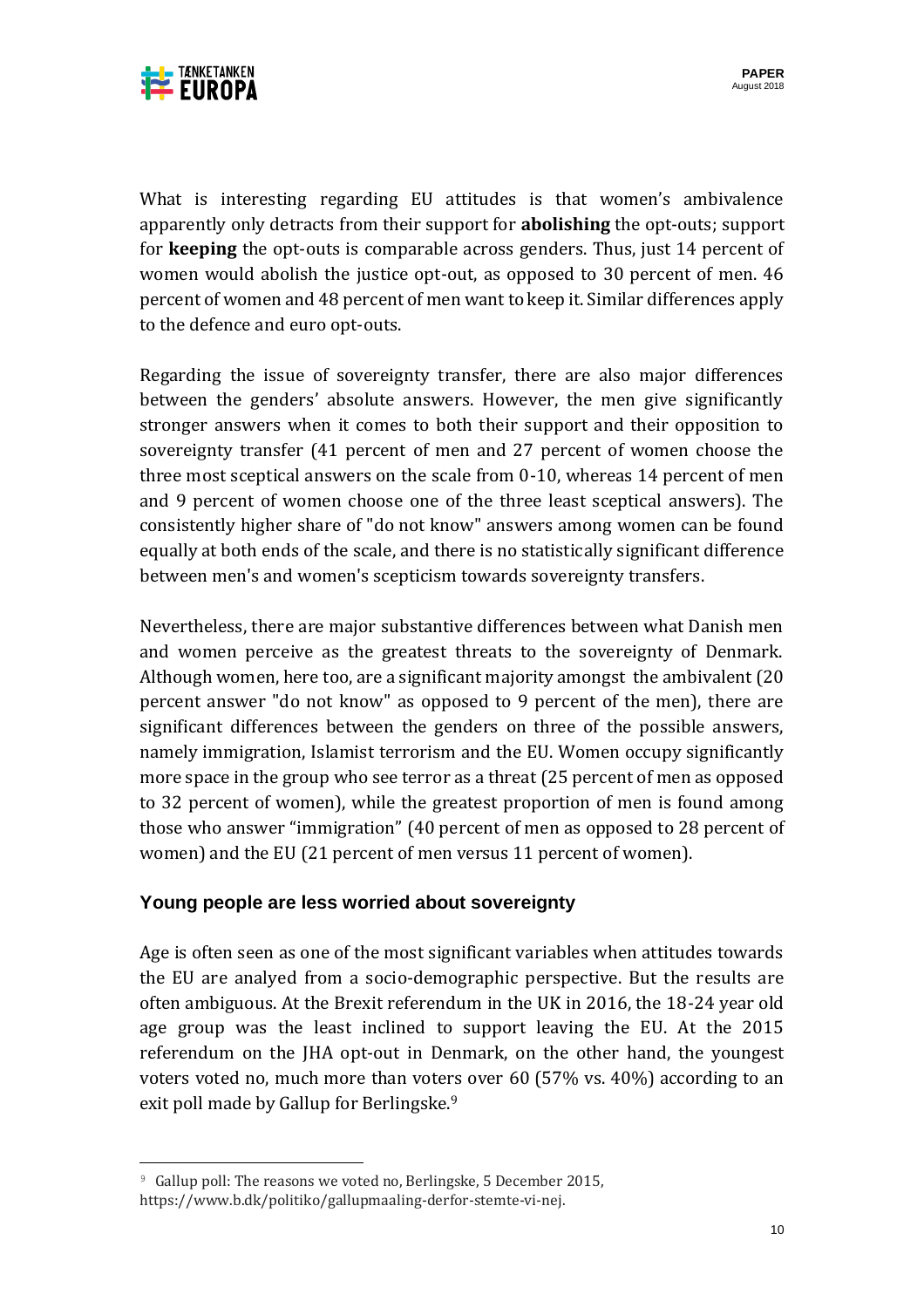What is interesting regarding EU attitudes is that women's ambivalence apparently only detracts from their support for **abolishing** the opt-outs; support for **keeping** the opt-outs is comparable across genders. Thus, just 14 percent of women would abolish the justice opt-out, as opposed to 30 percent of men. 46 percent of women and 48 percent of men want to keep it. Similar differences apply to the defence and euro opt-outs.

Regarding the issue of sovereignty transfer, there are also major differences between the genders' absolute answers. However, the men give significantly stronger answers when it comes to both their support and their opposition to sovereignty transfer (41 percent of men and 27 percent of women choose the three most sceptical answers on the scale from 0-10, whereas 14 percent of men and 9 percent of women choose one of the three least sceptical answers). The consistently higher share of "do not know" answers among women can be found equally at both ends of the scale, and there is no statistically significant difference between men's and women's scepticism towards sovereignty transfers.

Nevertheless, there are major substantive differences between what Danish men and women perceive as the greatest threats to the sovereignty of Denmark. Although women, here too, are a significant majority amongst the ambivalent (20 percent answer "do not know" as opposed to 9 percent of the men), there are significant differences between the genders on three of the possible answers, namely immigration, Islamist terrorism and the EU. Women occupy significantly more space in the group who see terror as a threat (25 percent of men as opposed to 32 percent of women), while the greatest proportion of men is found among those who answer "immigration" (40 percent of men as opposed to 28 percent of women) and the EU (21 percent of men versus 11 percent of women).

### Young people are less worried about sovereignty

Age is often seen as one of the most significant variables when attitudes towards the EU are analyed from a socio-demographic perspective. But the results are often ambiguous. At the Brexit referendum in the UK in 2016, the 18-24 year old age group was the least inclined to support leaving the EU. At the 2015 referendum on the JHA opt-out in Denmark, on the other hand, the youngest voters voted no, much more than voters over 60 (57% vs. 40%) according to an exit poll made by Gallup for Berlingske.[9]

---

[9] Gallup poll: The reasons we voted no, Berlingske, 5 December 2015, https://www.b.dk/politiko/gallupmaaling-derfor-stemte-vi-nej.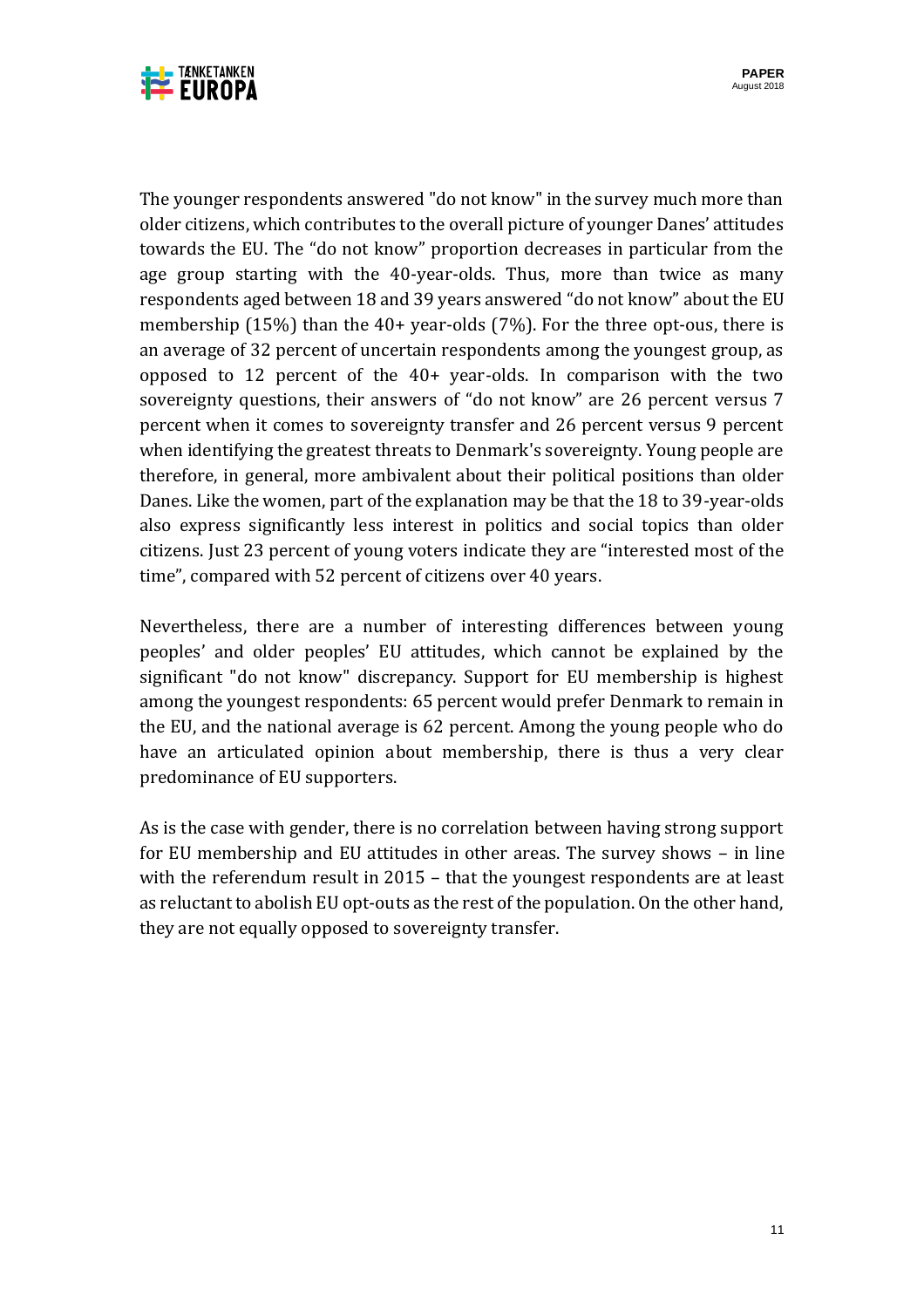The younger respondents answered "do not know" in the survey much more than older citizens, which contributes to the overall picture of younger Danes' attitudes towards the EU. The "do not know" proportion decreases in particular from the age group starting with the 40-year-olds. Thus, more than twice as many respondents aged between 18 and 39 years answered "do not know" about the EU membership (15%) than the 40+ year-olds (7%). For the three opt-ous, there is an average of 32 percent of uncertain respondents among the youngest group, as opposed to 12 percent of the 40+ year-olds. In comparison with the two sovereignty questions, their answers of "do not know" are 26 percent versus 7 percent when it comes to sovereignty transfer and 26 percent versus 9 percent when identifying the greatest threats to Denmark's sovereignty. Young people are therefore, in general, more ambivalent about their political positions than older Danes. Like the women, part of the explanation may be that the 18 to 39-year-olds also express significantly less interest in politics and social topics than older citizens. Just 23 percent of young voters indicate they are "interested most of the time", compared with 52 percent of citizens over 40 years.

Nevertheless, there are a number of interesting differences between young peoples' and older peoples' EU attitudes, which cannot be explained by the significant "do not know" discrepancy. Support for EU membership is highest among the youngest respondents: 65 percent would prefer Denmark to remain in the EU, and the national average is 62 percent. Among the young people who do have an articulated opinion about membership, there is thus a very clear predominance of EU supporters.

As is the case with gender, there is no correlation between having strong support for EU membership and EU attitudes in other areas. The survey shows – in line with the referendum result in 2015 – that the youngest respondents are at least as reluctant to abolish EU opt-outs as the rest of the population. On the other hand, they are not equally opposed to sovereignty transfer.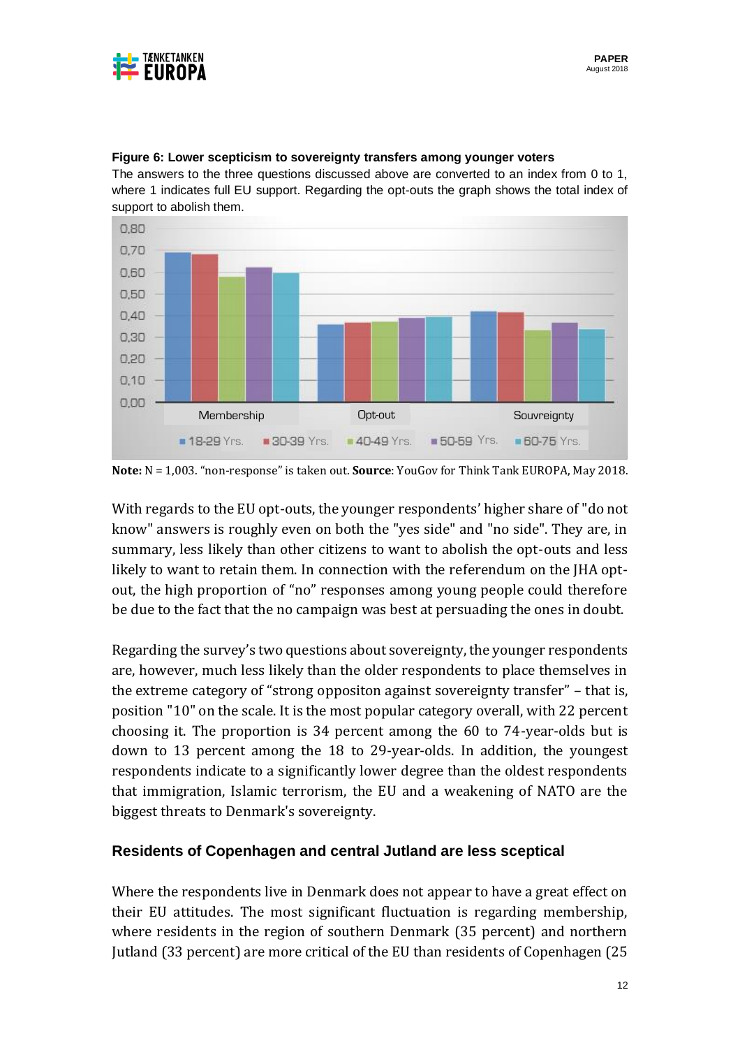**Figure 6: Lower scepticism to sovereignty transfers among younger voters**

The answers to the three questions discussed above are converted to an index from 0 to 1, where 1 indicates full EU support. Regarding the opt-outs the graph shows the total index of support to abolish them.

**Note:** N = 1,003. "non-response" is taken out. **Source**: YouGov for Think Tank EUROPA, May 2018.

With regards to the EU opt-outs, the younger respondents' higher share of "do not know" answers is roughly even on both the "yes side" and "no side". They are, in summary, less likely than other citizens to want to abolish the opt-outs and less likely to want to retain them. In connection with the referendum on the JHA opt-out, the high proportion of "no" responses among young people could therefore be due to the fact that the no campaign was best at persuading the ones in doubt.

Regarding the survey's two questions about sovereignty, the younger respondents are, however, much less likely than the older respondents to place themselves in the extreme category of "strong oppositon against sovereignty transfer" – that is, position "10" on the scale. It is the most popular category overall, with 22 percent choosing it. The proportion is 34 percent among the 60 to 74-year-olds but is down to 13 percent among the 18 to 29-year-olds. In addition, the youngest respondents indicate to a significantly lower degree than the oldest respondents that immigration, Islamic terrorism, the EU and a weakening of NATO are the biggest threats to Denmark's sovereignty.

## Residents of Copenhagen and central Jutland are less sceptical

Where the respondents live in Denmark does not appear to have a great effect on their EU attitudes. The most significant fluctuation is regarding membership, where residents in the region of southern Denmark (35 percent) and northern Jutland (33 percent) are more critical of the EU than residents of Copenhagen (25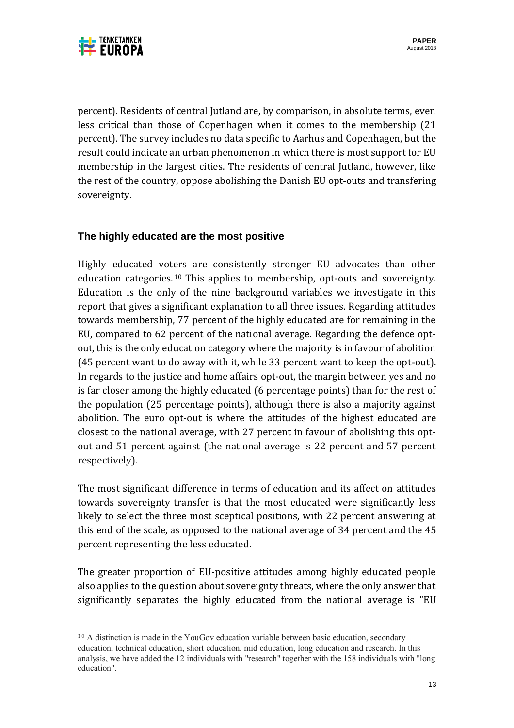percent). Residents of central Jutland are, by comparison, in absolute terms, even less critical than those of Copenhagen when it comes to the membership (21 percent). The survey includes no data specific to Aarhus and Copenhagen, but the result could indicate an urban phenomenon in which there is most support for EU membership in the largest cities. The residents of central Jutland, however, like the rest of the country, oppose abolishing the Danish EU opt-outs and transfering sovereignty.

### The highly educated are the most positive

Highly educated voters are consistently stronger EU advocates than other education categories.[10] This applies to membership, opt-outs and sovereignty. Education is the only of the nine background variables we investigate in this report that gives a significant explanation to all three issues. Regarding attitudes towards membership, 77 percent of the highly educated are for remaining in the EU, compared to 62 percent of the national average. Regarding the defence opt-out, this is the only education category where the majority is in favour of abolition (45 percent want to do away with it, while 33 percent want to keep the opt-out). In regards to the justice and home affairs opt-out, the margin between yes and no is far closer among the highly educated (6 percentage points) than for the rest of the population (25 percentage points), although there is also a majority against abolition. The euro opt-out is where the attitudes of the highest educated are closest to the national average, with 27 percent in favour of abolishing this opt-out and 51 percent against (the national average is 22 percent and 57 percent respectively).

The most significant difference in terms of education and its affect on attitudes towards sovereignty transfer is that the most educated were significantly less likely to select the three most sceptical positions, with 22 percent answering at this end of the scale, as opposed to the national average of 34 percent and the 45 percent representing the less educated.

The greater proportion of EU-positive attitudes among highly educated people also applies to the question about sovereignty threats, where the only answer that significantly separates the highly educated from the national average is "EU

[10] A distinction is made in the YouGov education variable between basic education, secondary education, technical education, short education, mid education, long education and research. In this analysis, we have added the 12 individuals with "research" together with the 158 individuals with "long education".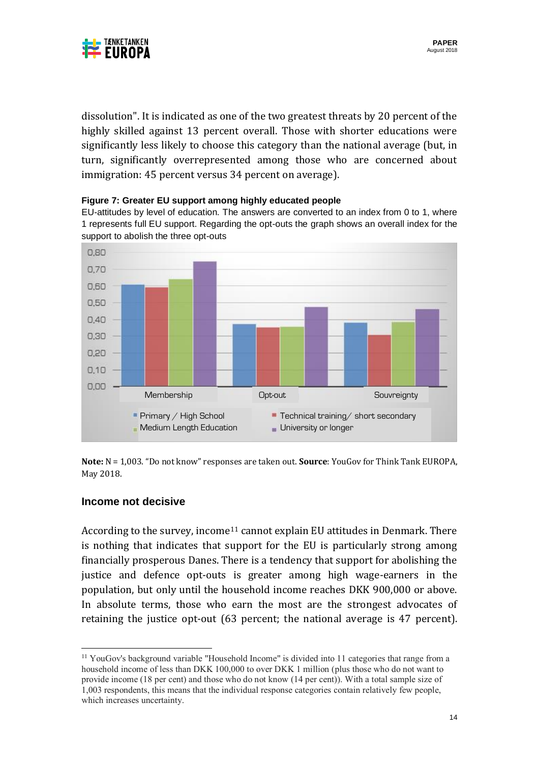dissolution". It is indicated as one of the two greatest threats by 20 percent of the highly skilled against 13 percent overall. Those with shorter educations were significantly less likely to choose this category than the national average (but, in turn, significantly overrepresented among those who are concerned about immigration: 45 percent versus 34 percent on average).

**Figure 7: Greater EU support among highly educated people**

EU-attitudes by level of education. The answers are converted to an index from 0 to 1, where 1 represents full EU support. Regarding the opt-outs the graph shows an overall index for the support to abolish the three opt-outs

**Note:** N = 1,003. "Do not know" responses are taken out. **Source**: YouGov for Think Tank EUROPA, May 2018.

### Income not decisive

According to the survey, income[11] cannot explain EU attitudes in Denmark. There is nothing that indicates that support for the EU is particularly strong among financially prosperous Danes. There is a tendency that support for abolishing the justice and defence opt-outs is greater among high wage-earners in the population, but only until the household income reaches DKK 900,000 or above. In absolute terms, those who earn the most are the strongest advocates of retaining the justice opt-out (63 percent; the national average is 47 percent).

[11] YouGov's background variable "Household Income" is divided into 11 categories that range from a household income of less than DKK 100,000 to over DKK 1 million (plus those who do not want to provide income (18 per cent) and those who do not know (14 per cent)). With a total sample size of 1,003 respondents, this means that the individual response categories contain relatively few people, which increases uncertainty.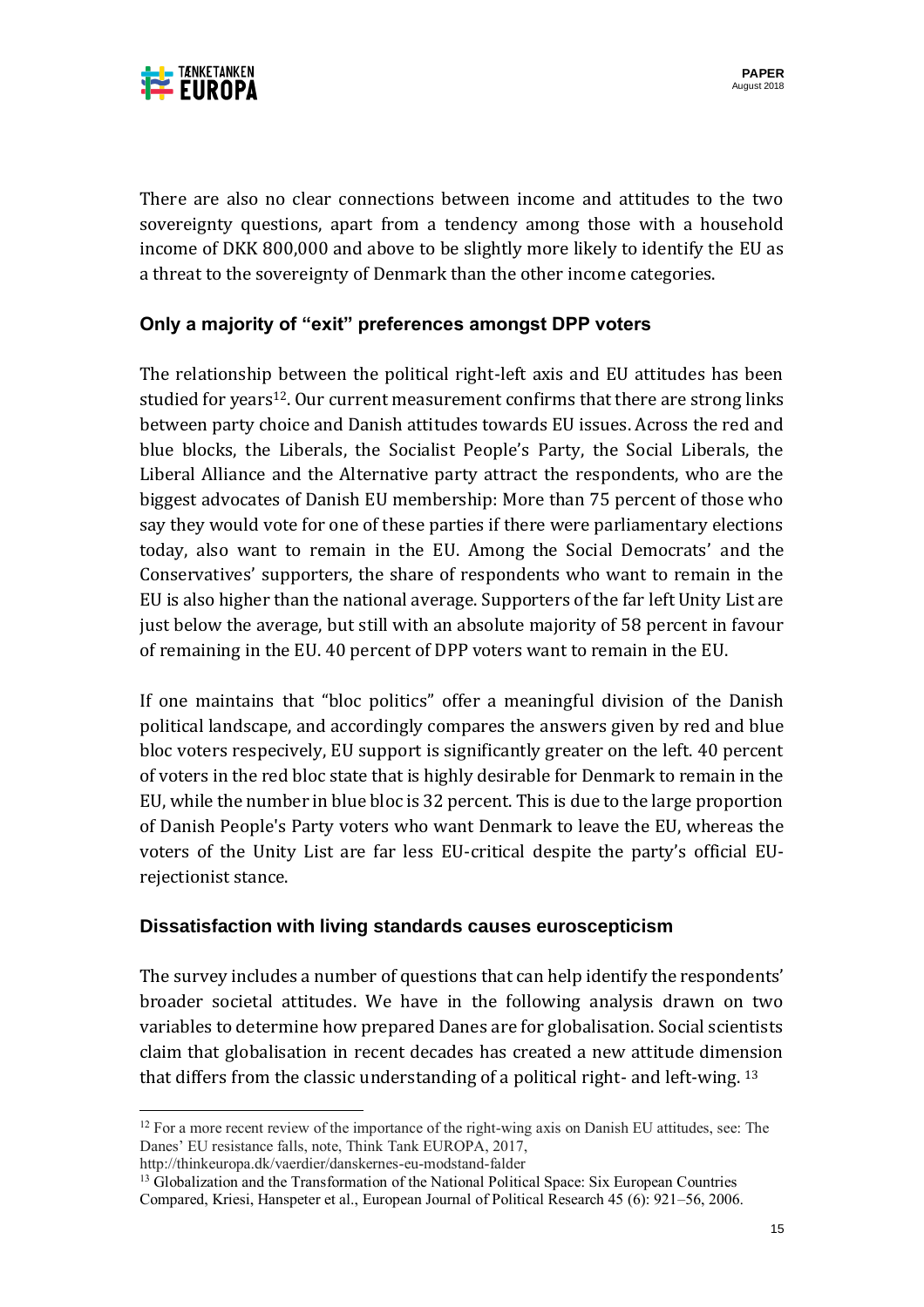There are also no clear connections between income and attitudes to the two sovereignty questions, apart from a tendency among those with a household income of DKK 800,000 and above to be slightly more likely to identify the EU as a threat to the sovereignty of Denmark than the other income categories.

### Only a majority of "exit" preferences amongst DPP voters

The relationship between the political right-left axis and EU attitudes has been studied for years[12]. Our current measurement confirms that there are strong links between party choice and Danish attitudes towards EU issues. Across the red and blue blocks, the Liberals, the Socialist People's Party, the Social Liberals, the Liberal Alliance and the Alternative party attract the respondents, who are the biggest advocates of Danish EU membership: More than 75 percent of those who say they would vote for one of these parties if there were parliamentary elections today, also want to remain in the EU. Among the Social Democrats' and the Conservatives' supporters, the share of respondents who want to remain in the EU is also higher than the national average. Supporters of the far left Unity List are just below the average, but still with an absolute majority of 58 percent in favour of remaining in the EU. 40 percent of DPP voters want to remain in the EU.

If one maintains that "bloc politics" offer a meaningful division of the Danish political landscape, and accordingly compares the answers given by red and blue bloc voters respecively, EU support is significantly greater on the left. 40 percent of voters in the red bloc state that is highly desirable for Denmark to remain in the EU, while the number in blue bloc is 32 percent. This is due to the large proportion of Danish People's Party voters who want Denmark to leave the EU, whereas the voters of the Unity List are far less EU-critical despite the party's official EU-rejectionist stance.

### Dissatisfaction with living standards causes euroscepticism

The survey includes a number of questions that can help identify the respondents' broader societal attitudes. We have in the following analysis drawn on two variables to determine how prepared Danes are for globalisation. Social scientists claim that globalisation in recent decades has created a new attitude dimension that differs from the classic understanding of a political right- and left-wing. [13]

---

[12] For a more recent review of the importance of the right-wing axis on Danish EU attitudes, see: The Danes' EU resistance falls, note, Think Tank EUROPA, 2017, http://thinkeuropa.dk/vaerdier/danskernes-eu-modstand-falder

[13] Globalization and the Transformation of the National Political Space: Six European Countries Compared, Kriesi, Hanspeter et al., European Journal of Political Research 45 (6): 921–56, 2006.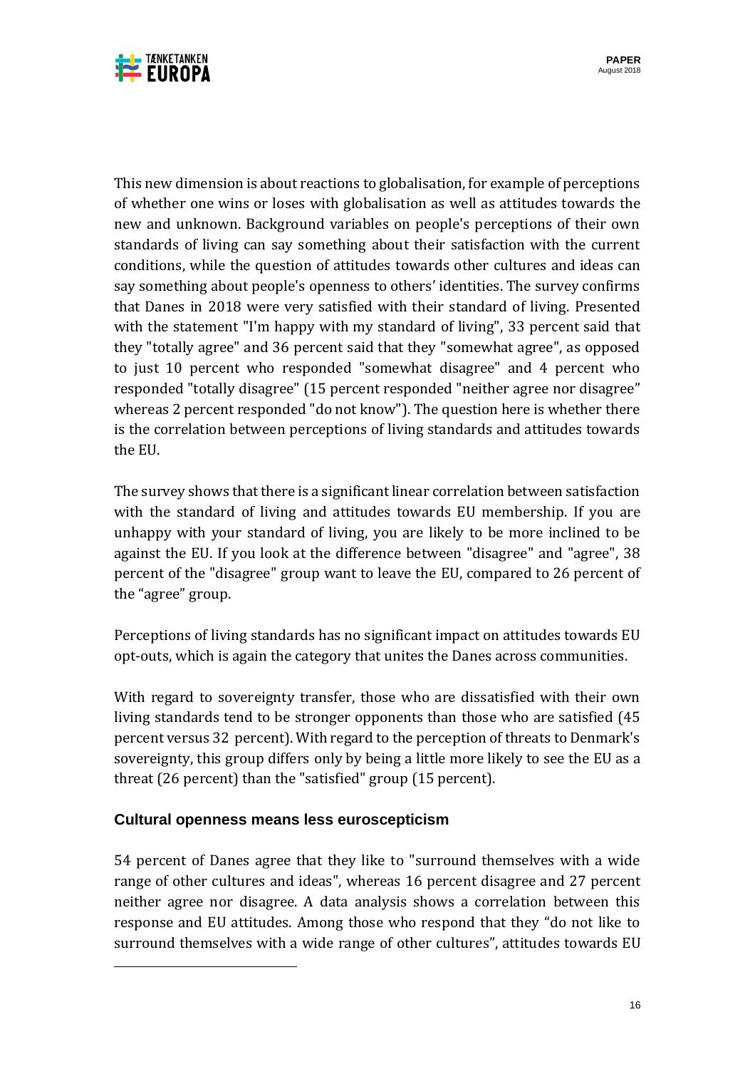This new dimension is about reactions to globalisation, for example of perceptions of whether one wins or loses with globalisation as well as attitudes towards the new and unknown. Background variables on people's perceptions of their own standards of living can say something about their satisfaction with the current conditions, while the question of attitudes towards other cultures and ideas can say something about people's openness to others' identities. The survey confirms that Danes in 2018 were very satisfied with their standard of living. Presented with the statement "I'm happy with my standard of living", 33 percent said that they "totally agree" and 36 percent said that they "somewhat agree", as opposed to just 10 percent who responded "somewhat disagree" and 4 percent who responded "totally disagree" (15 percent responded "neither agree nor disagree" whereas 2 percent responded "do not know"). The question here is whether there is the correlation between perceptions of living standards and attitudes towards the EU.

The survey shows that there is a significant linear correlation between satisfaction with the standard of living and attitudes towards EU membership. If you are unhappy with your standard of living, you are likely to be more inclined to be against the EU. If you look at the difference between "disagree" and "agree", 38 percent of the "disagree" group want to leave the EU, compared to 26 percent of the "agree" group.

Perceptions of living standards has no significant impact on attitudes towards EU opt-outs, which is again the category that unites the Danes across communities.

With regard to sovereignty transfer, those who are dissatisfied with their own living standards tend to be stronger opponents than those who are satisfied (45 percent versus 32 percent). With regard to the perception of threats to Denmark's sovereignty, this group differs only by being a little more likely to see the EU as a threat (26 percent) than the "satisfied" group (15 percent).

## Cultural openness means less euroscepticism

54 percent of Danes agree that they like to "surround themselves with a wide range of other cultures and ideas", whereas 16 percent disagree and 27 percent neither agree nor disagree. A data analysis shows a correlation between this response and EU attitudes. Among those who respond that they "do not like to surround themselves with a wide range of other cultures", attitudes towards EU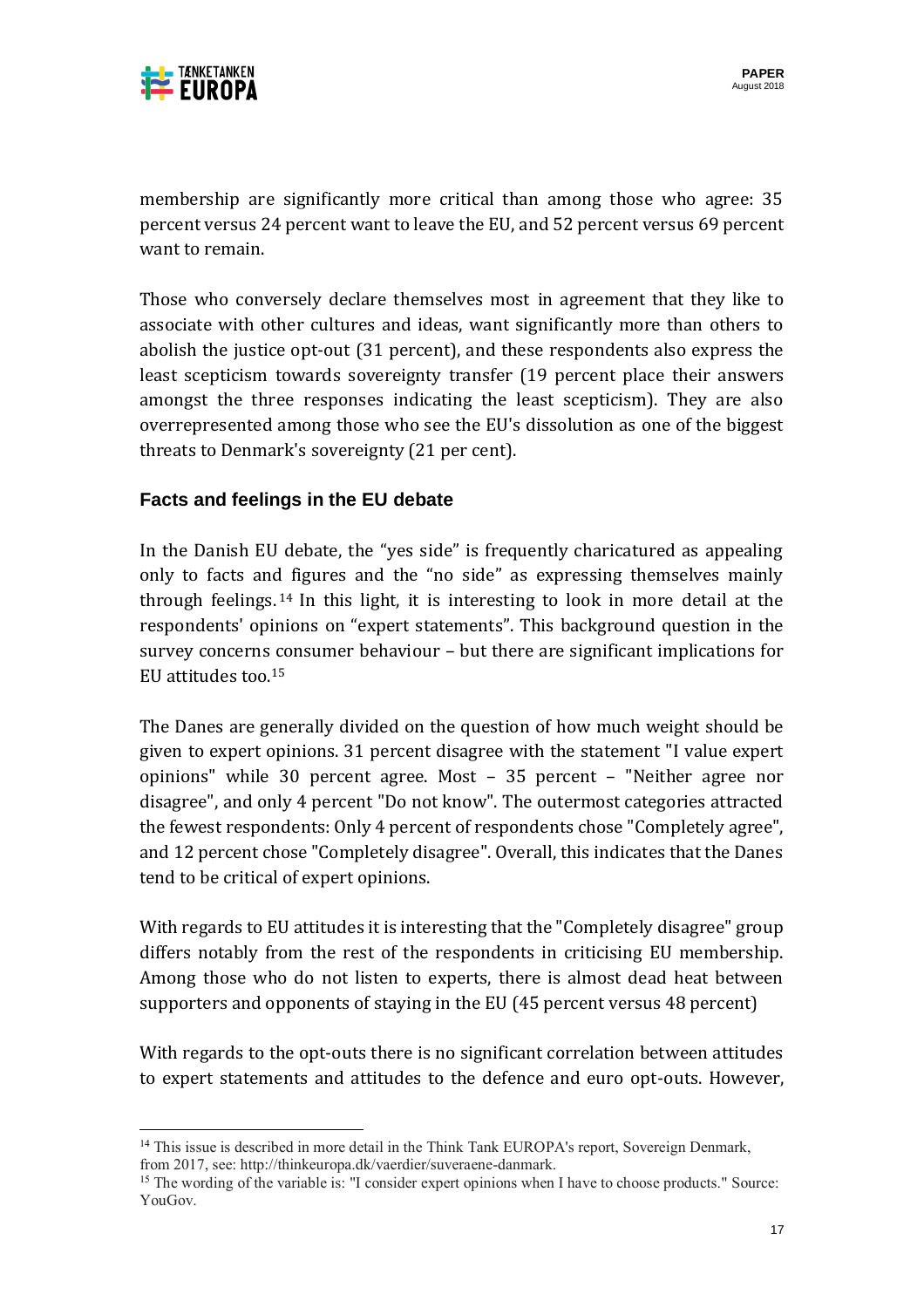membership are significantly more critical than among those who agree: 35 percent versus 24 percent want to leave the EU, and 52 percent versus 69 percent want to remain.

Those who conversely declare themselves most in agreement that they like to associate with other cultures and ideas, want significantly more than others to abolish the justice opt-out (31 percent), and these respondents also express the least scepticism towards sovereignty transfer (19 percent place their answers amongst the three responses indicating the least scepticism). They are also overrepresented among those who see the EU's dissolution as one of the biggest threats to Denmark's sovereignty (21 per cent).

### Facts and feelings in the EU debate

In the Danish EU debate, the "yes side" is frequently charicatured as appealing only to facts and figures and the "no side" as expressing themselves mainly through feelings.[14] In this light, it is interesting to look in more detail at the respondents' opinions on "expert statements". This background question in the survey concerns consumer behaviour – but there are significant implications for EU attitudes too.[15]

The Danes are generally divided on the question of how much weight should be given to expert opinions. 31 percent disagree with the statement "I value expert opinions" while 30 percent agree. Most – 35 percent – "Neither agree nor disagree", and only 4 percent "Do not know". The outermost categories attracted the fewest respondents: Only 4 percent of respondents chose "Completely agree", and 12 percent chose "Completely disagree". Overall, this indicates that the Danes tend to be critical of expert opinions.

With regards to EU attitudes it is interesting that the "Completely disagree" group differs notably from the rest of the respondents in criticising EU membership. Among those who do not listen to experts, there is almost dead heat between supporters and opponents of staying in the EU (45 percent versus 48 percent)

With regards to the opt-outs there is no significant correlation between attitudes to expert statements and attitudes to the defence and euro opt-outs. However,

---

[14] This issue is described in more detail in the Think Tank EUROPA's report, Sovereign Denmark, from 2017, see: http://thinkeuropa.dk/vaerdier/suveraene-danmark.

[15] The wording of the variable is: "I consider expert opinions when I have to choose products." Source: YouGov.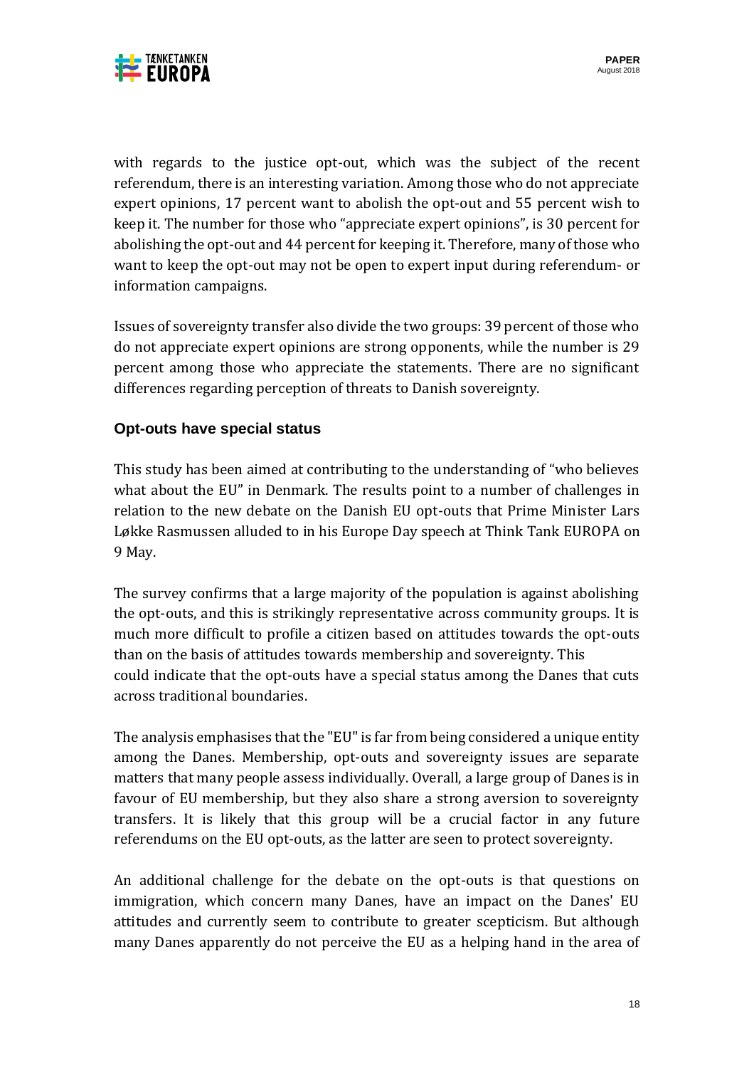with regards to the justice opt-out, which was the subject of the recent referendum, there is an interesting variation. Among those who do not appreciate expert opinions, 17 percent want to abolish the opt-out and 55 percent wish to keep it. The number for those who "appreciate expert opinions", is 30 percent for abolishing the opt-out and 44 percent for keeping it. Therefore, many of those who want to keep the opt-out may not be open to expert input during referendum- or information campaigns.

Issues of sovereignty transfer also divide the two groups: 39 percent of those who do not appreciate expert opinions are strong opponents, while the number is 29 percent among those who appreciate the statements. There are no significant differences regarding perception of threats to Danish sovereignty.

## Opt-outs have special status

This study has been aimed at contributing to the understanding of "who believes what about the EU" in Denmark. The results point to a number of challenges in relation to the new debate on the Danish EU opt-outs that Prime Minister Lars Løkke Rasmussen alluded to in his Europe Day speech at Think Tank EUROPA on 9 May.

The survey confirms that a large majority of the population is against abolishing the opt-outs, and this is strikingly representative across community groups. It is much more difficult to profile a citizen based on attitudes towards the opt-outs than on the basis of attitudes towards membership and sovereignty. This could indicate that the opt-outs have a special status among the Danes that cuts across traditional boundaries.

The analysis emphasises that the "EU" is far from being considered a unique entity among the Danes. Membership, opt-outs and sovereignty issues are separate matters that many people assess individually. Overall, a large group of Danes is in favour of EU membership, but they also share a strong aversion to sovereignty transfers. It is likely that this group will be a crucial factor in any future referendums on the EU opt-outs, as the latter are seen to protect sovereignty.

An additional challenge for the debate on the opt-outs is that questions on immigration, which concern many Danes, have an impact on the Danes' EU attitudes and currently seem to contribute to greater scepticism. But although many Danes apparently do not perceive the EU as a helping hand in the area of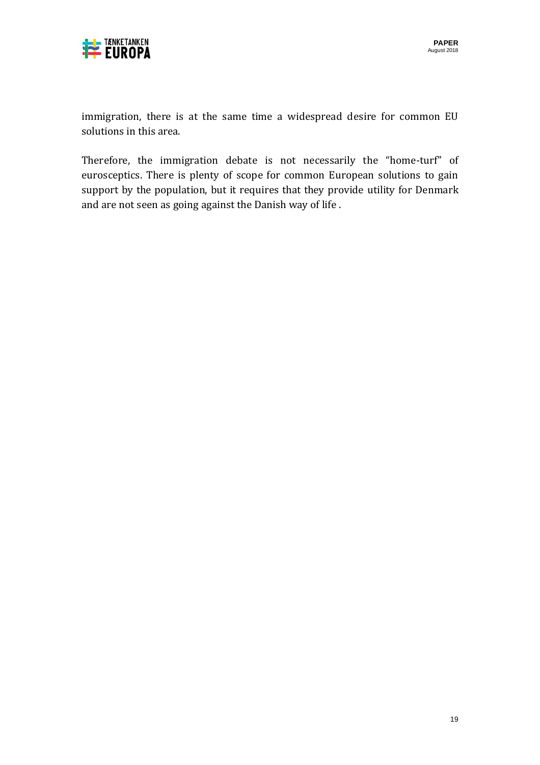immigration, there is at the same time a widespread desire for common EU solutions in this area.

Therefore, the immigration debate is not necessarily the "home-turf" of eurosceptics. There is plenty of scope for common European solutions to gain support by the population, but it requires that they provide utility for Denmark and are not seen as going against the Danish way of life .